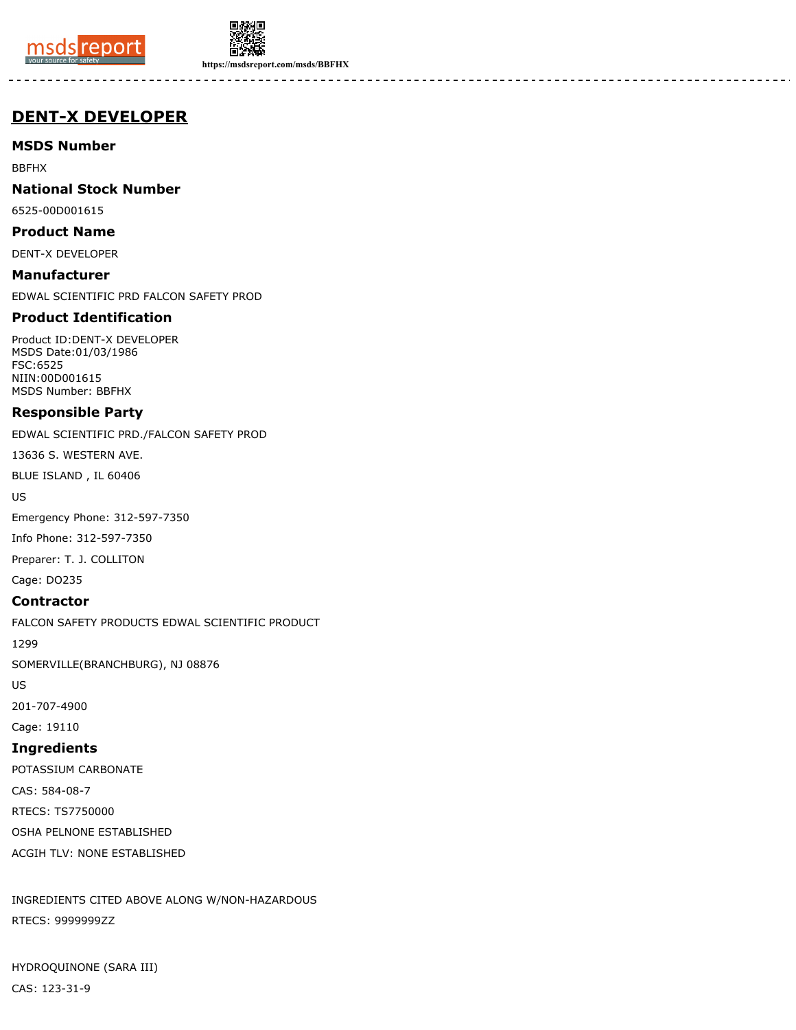# DENT-X DEVELOPER

## MSDS Number

BBFHX

## National Stock Number

6525-00D001615

## Product Name

DENT-X DEVELOPER

## Manufacturer

EDWAL SCIENTIFIC PRD FALCON SAFETY PROD

## Product Identification

Product ID:DENT-X DEVELOPER
MSDS Date:01/03/1986
FSC:6525
NIIN:00D001615
MSDS Number: BBFHX

## Responsible Party

EDWAL SCIENTIFIC PRD./FALCON SAFETY PROD

13636 S. WESTERN AVE.

BLUE ISLAND , IL 60406

US

Emergency Phone: 312-597-7350

Info Phone: 312-597-7350

Preparer: T. J. COLLITON

Cage: DO235

## Contractor

FALCON SAFETY PRODUCTS EDWAL SCIENTIFIC PRODUCT

1299

SOMERVILLE(BRANCHBURG), NJ 08876

US

201-707-4900

Cage: 19110

## Ingredients

POTASSIUM CARBONATE

CAS: 584-08-7

RTECS: TS7750000

OSHA PELNONE ESTABLISHED

ACGIH TLV: NONE ESTABLISHED

INGREDIENTS CITED ABOVE ALONG W/NON-HAZARDOUS

RTECS: 9999999ZZ

HYDROQUINONE (SARA III)

CAS: 123-31-9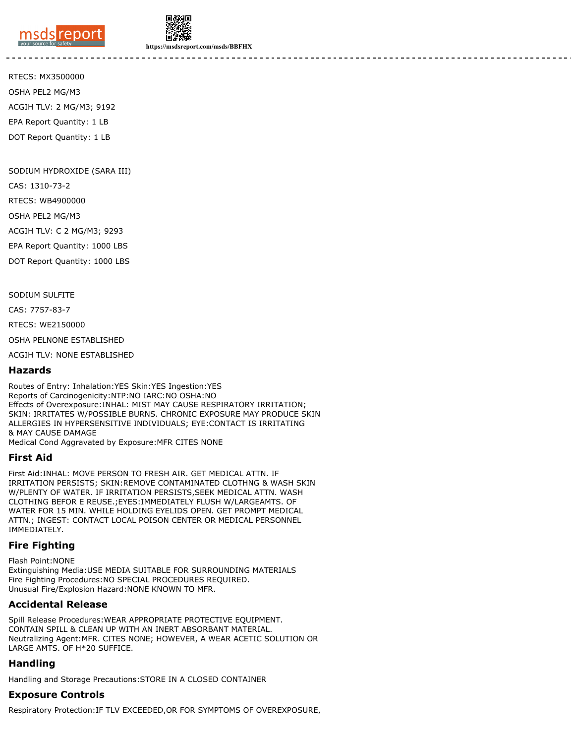RTECS: MX3500000

OSHA PEL2 MG/M3

ACGIH TLV: 2 MG/M3; 9192

EPA Report Quantity: 1 LB

DOT Report Quantity: 1 LB

SODIUM HYDROXIDE (SARA III)

CAS: 1310-73-2

RTECS: WB4900000

OSHA PEL2 MG/M3

ACGIH TLV: C 2 MG/M3; 9293

EPA Report Quantity: 1000 LBS

DOT Report Quantity: 1000 LBS

SODIUM SULFITE

CAS: 7757-83-7

RTECS: WE2150000

OSHA PELNONE ESTABLISHED

ACGIH TLV: NONE ESTABLISHED

## Hazards

Routes of Entry: Inhalation:YES Skin:YES Ingestion:YES
Reports of Carcinogenicity:NTP:NO IARC:NO OSHA:NO
Effects of Overexposure:INHAL: MIST MAY CAUSE RESPIRATORY IRRITATION; SKIN: IRRITATES W/POSSIBLE BURNS. CHRONIC EXPOSURE MAY PRODUCE SKIN ALLERGIES IN HYPERSENSITIVE INDIVIDUALS; EYE:CONTACT IS IRRITATING & MAY CAUSE DAMAGE
Medical Cond Aggravated by Exposure:MFR CITES NONE

## First Aid

First Aid:INHAL: MOVE PERSON TO FRESH AIR. GET MEDICAL ATTN. IF IRRITATION PERSISTS; SKIN:REMOVE CONTAMINATED CLOTHNG & WASH SKIN W/PLENTY OF WATER. IF IRRITATION PERSISTS,SEEK MEDICAL ATTN. WASH CLOTHING BEFOR E REUSE.;EYES:IMMEDIATELY FLUSH W/LARGEAMTS. OF WATER FOR 15 MIN. WHILE HOLDING EYELIDS OPEN. GET PROMPT MEDICAL ATTN.; INGEST: CONTACT LOCAL POISON CENTER OR MEDICAL PERSONNEL IMMEDIATELY.

## Fire Fighting

Flash Point:NONE
Extinguishing Media:USE MEDIA SUITABLE FOR SURROUNDING MATERIALS
Fire Fighting Procedures:NO SPECIAL PROCEDURES REQUIRED.
Unusual Fire/Explosion Hazard:NONE KNOWN TO MFR.

## Accidental Release

Spill Release Procedures:WEAR APPROPRIATE PROTECTIVE EQUIPMENT. CONTAIN SPILL & CLEAN UP WITH AN INERT ABSORBANT MATERIAL.
Neutralizing Agent:MFR. CITES NONE; HOWEVER, A WEAR ACETIC SOLUTION OR LARGE AMTS. OF H*20 SUFFICE.

## Handling

Handling and Storage Precautions:STORE IN A CLOSED CONTAINER

## Exposure Controls

Respiratory Protection:IF TLV EXCEEDED,OR FOR SYMPTOMS OF OVEREXPOSURE,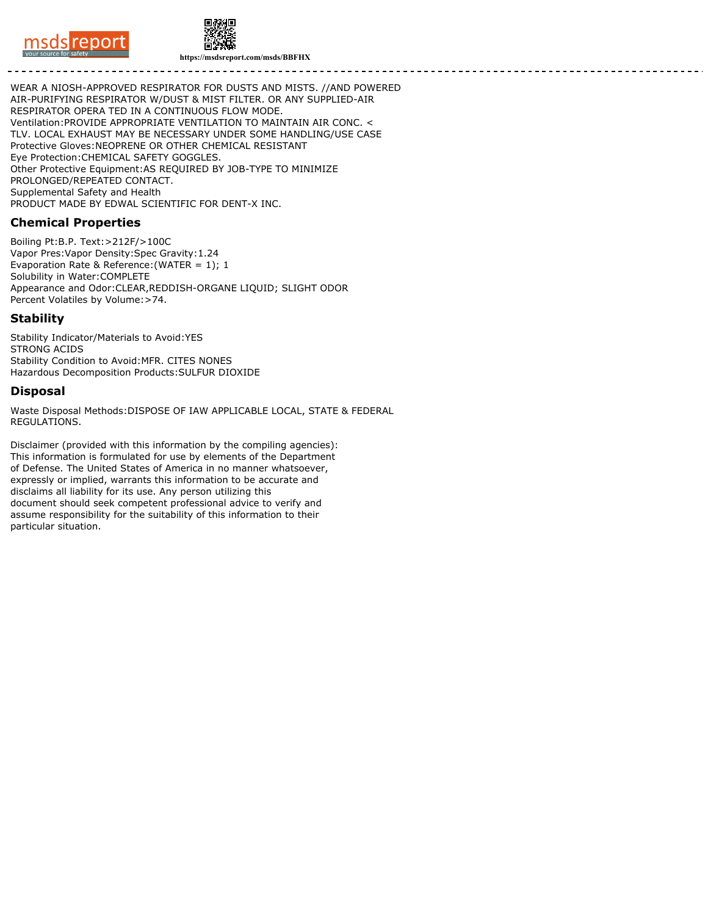WEAR A NIOSH-APPROVED RESPIRATOR FOR DUSTS AND MISTS. //AND POWERED AIR-PURIFYING RESPIRATOR W/DUST & MIST FILTER. OR ANY SUPPLIED-AIR RESPIRATOR OPERA TED IN A CONTINUOUS FLOW MODE.
Ventilation:PROVIDE APPROPRIATE VENTILATION TO MAINTAIN AIR CONC. < TLV. LOCAL EXHAUST MAY BE NECESSARY UNDER SOME HANDLING/USE CASE
Protective Gloves:NEOPRENE OR OTHER CHEMICAL RESISTANT
Eye Protection:CHEMICAL SAFETY GOGGLES.
Other Protective Equipment:AS REQUIRED BY JOB-TYPE TO MINIMIZE PROLONGED/REPEATED CONTACT.
Supplemental Safety and Health
PRODUCT MADE BY EDWAL SCIENTIFIC FOR DENT-X INC.

## Chemical Properties

Boiling Pt:B.P. Text:>212F/>100C
Vapor Pres:Vapor Density:Spec Gravity:1.24
Evaporation Rate & Reference:(WATER = 1); 1
Solubility in Water:COMPLETE
Appearance and Odor:CLEAR,REDDISH-ORGANE LIQUID; SLIGHT ODOR
Percent Volatiles by Volume:>74.

## Stability

Stability Indicator/Materials to Avoid:YES
STRONG ACIDS
Stability Condition to Avoid:MFR. CITES NONES
Hazardous Decomposition Products:SULFUR DIOXIDE

## Disposal

Waste Disposal Methods:DISPOSE OF IAW APPLICABLE LOCAL, STATE & FEDERAL REGULATIONS.

Disclaimer (provided with this information by the compiling agencies): This information is formulated for use by elements of the Department of Defense. The United States of America in no manner whatsoever, expressly or implied, warrants this information to be accurate and disclaims all liability for its use. Any person utilizing this document should seek competent professional advice to verify and assume responsibility for the suitability of this information to their particular situation.